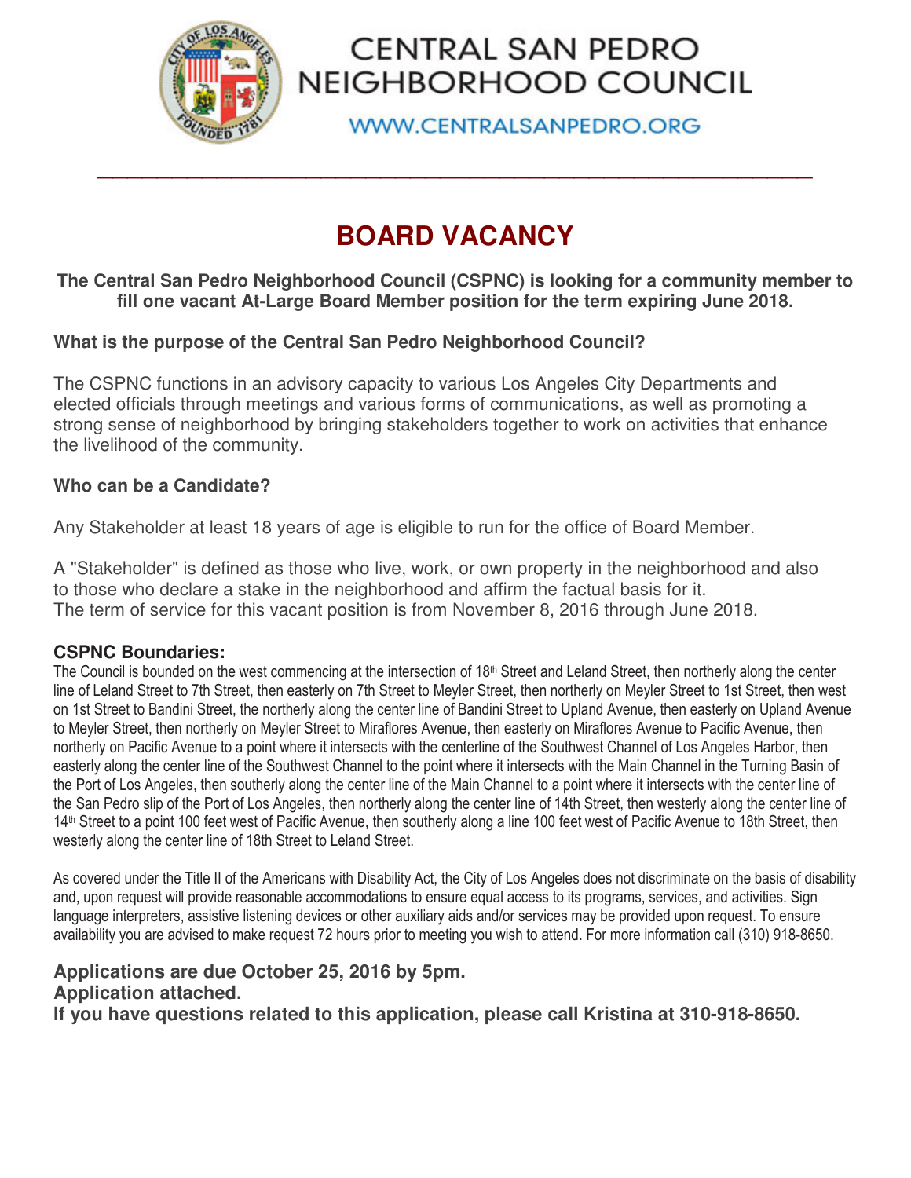# CENTRAL SAN PEDRO NEIGHBORHOOD COUNCIL

WWW.CENTRALSANPEDRO.ORG

## BOARD VACANCY

**The Central San Pedro Neighborhood Council (CSPNC) is looking for a community member to fill one vacant At-Large Board Member position for the term expiring June 2018.**

### What is the purpose of the Central San Pedro Neighborhood Council?

The CSPNC functions in an advisory capacity to various Los Angeles City Departments and elected officials through meetings and various forms of communications, as well as promoting a strong sense of neighborhood by bringing stakeholders together to work on activities that enhance the livelihood of the community.

### Who can be a Candidate?

Any Stakeholder at least 18 years of age is eligible to run for the office of Board Member.

A "Stakeholder" is defined as those who live, work, or own property in the neighborhood and also to those who declare a stake in the neighborhood and affirm the factual basis for it.
The term of service for this vacant position is from November 8, 2016 through June 2018.

### CSPNC Boundaries:

The Council is bounded on the west commencing at the intersection of 18th Street and Leland Street, then northerly along the center line of Leland Street to 7th Street, then easterly on 7th Street to Meyler Street, then northerly on Meyler Street to 1st Street, then west on 1st Street to Bandini Street, the northerly along the center line of Bandini Street to Upland Avenue, then easterly on Upland Avenue to Meyler Street, then northerly on Meyler Street to Miraflores Avenue, then easterly on Miraflores Avenue to Pacific Avenue, then northerly on Pacific Avenue to a point where it intersects with the centerline of the Southwest Channel of Los Angeles Harbor, then easterly along the center line of the Southwest Channel to the point where it intersects with the Main Channel in the Turning Basin of the Port of Los Angeles, then southerly along the center line of the Main Channel to a point where it intersects with the center line of the San Pedro slip of the Port of Los Angeles, then northerly along the center line of 14th Street, then westerly along the center line of 14th Street to a point 100 feet west of Pacific Avenue, then southerly along a line 100 feet west of Pacific Avenue to 18th Street, then westerly along the center line of 18th Street to Leland Street.

As covered under the Title II of the Americans with Disability Act, the City of Los Angeles does not discriminate on the basis of disability and, upon request will provide reasonable accommodations to ensure equal access to its programs, services, and activities. Sign language interpreters, assistive listening devices or other auxiliary aids and/or services may be provided upon request. To ensure availability you are advised to make request 72 hours prior to meeting you wish to attend. For more information call (310) 918-8650.

**Applications are due October 25, 2016 by 5pm.**
**Application attached.**
**If you have questions related to this application, please call Kristina at 310-918-8650.**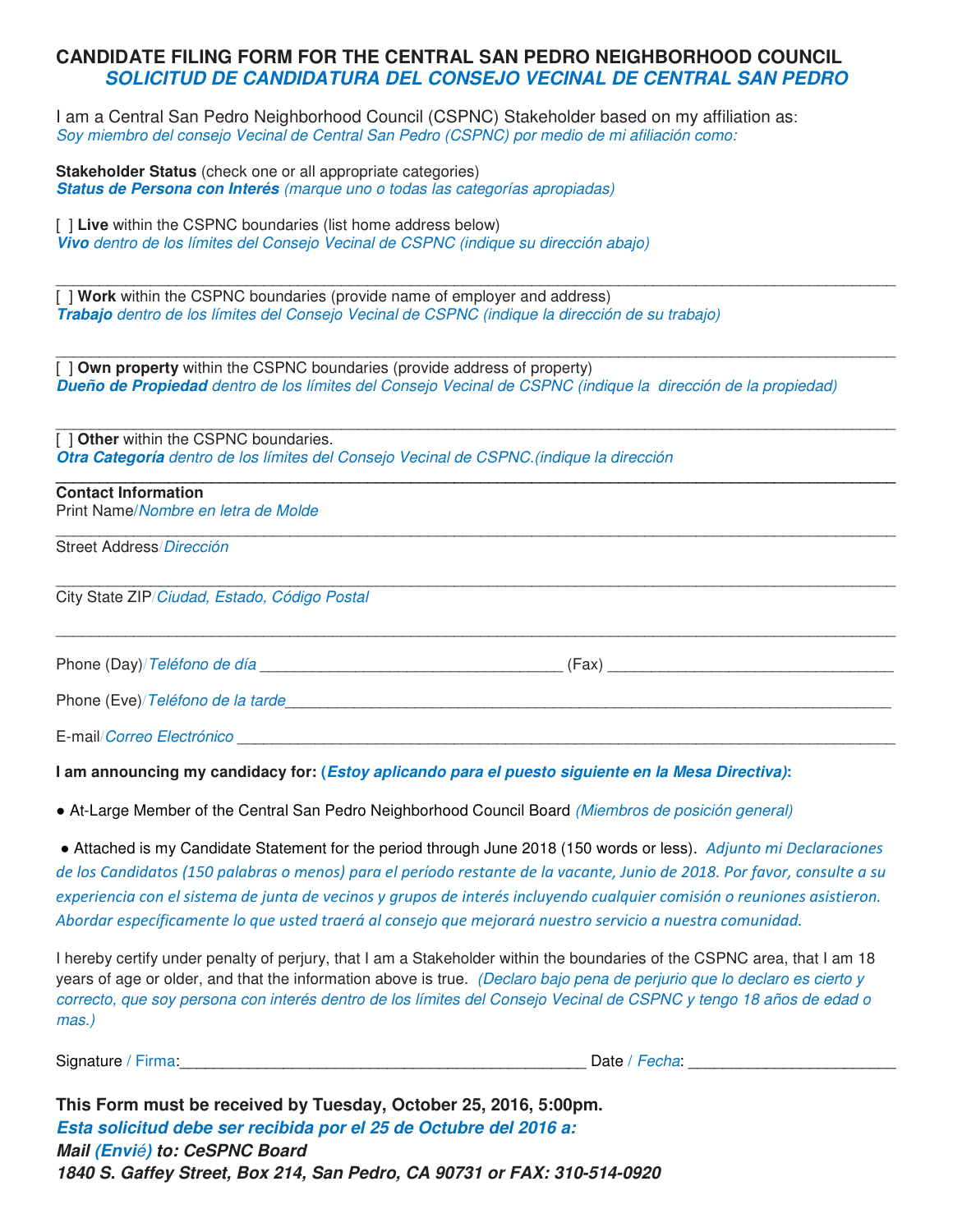# CANDIDATE FILING FORM FOR THE CENTRAL SAN PEDRO NEIGHBORHOOD COUNCIL

## *SOLICITUD DE CANDIDATURA DEL CONSEJO VECINAL DE CENTRAL SAN PEDRO*

I am a Central San Pedro Neighborhood Council (CSPNC) Stakeholder based on my affiliation as:
*Soy miembro del consejo Vecinal de Central San Pedro (CSPNC) por medio de mi afiliación como:*

**Stakeholder Status** (check one or all appropriate categories)
***Status de Persona con Interés*** *(marque uno o todas las categorías apropiadas)*

[ ] **Live** within the CSPNC boundaries (list home address below)
***Vivo*** *dentro de los límites del Consejo Vecinal de CSPNC (indique su dirección abajo)*

_______________________________________________________________________________

[ ] **Work** within the CSPNC boundaries (provide name of employer and address)
***Trabajo*** *dentro de los límites del Consejo Vecinal de CSPNC (indique la dirección de su trabajo)*

_______________________________________________________________________________

[ ] **Own property** within the CSPNC boundaries (provide address of property)
***Dueño de Propiedad*** *dentro de los límites del Consejo Vecinal de CSPNC (indique la dirección de la propiedad)*

_______________________________________________________________________________

[ ] **Other** within the CSPNC boundaries.
***Otra Categoría*** *dentro de los límites del Consejo Vecinal de CSPNC.(indique la dirección*

_______________________________________________________________________________

**Contact Information**

Print Name/*Nombre en letra de Molde*

_______________________________________________________________________________

Street Address/*Dirección*

_______________________________________________________________________________

City State ZIP/*Ciudad, Estado, Código Postal*

_______________________________________________________________________________

Phone (Day)/*Teléfono de día* ___________________________________ (Fax) _________________________________

Phone (Eve)/*Teléfono de la tarde*___________________________________________________________________________

E-mail/*Correo Electrónico* _____________________________________________________________________________

**I am announcing my candidacy for: (*Estoy aplicando para el puesto siguiente en la Mesa Directiva*):**

● At-Large Member of the Central San Pedro Neighborhood Council Board *(Miembros de posición general)*

● Attached is my Candidate Statement for the period through June 2018 (150 words or less). *Adjunto mi Declaraciones de los Candidatos (150 palabras o menos) para el período restante de la vacante, Junio de 2018. Por favor, consulte a su experiencia con el sistema de junta de vecinos y grupos de interés incluyendo cualquier comisión o reuniones asistieron. Abordar específicamente lo que usted traerá al consejo que mejorará nuestro servicio a nuestra comunidad.*

I hereby certify under penalty of perjury, that I am a Stakeholder within the boundaries of the CSPNC area, that I am 18 years of age or older, and that the information above is true. *(Declaro bajo pena de perjurio que lo declaro es cierto y correcto, que soy persona con interés dentro de los límites del Consejo Vecinal de CSPNC y tengo 18 años de edad o mas.)*

Signature / Firma:_______________________________________________ Date / *Fecha*: _______________________

**This Form must be received by Tuesday, October 25, 2016, 5:00pm.**
***Esta solicitud debe ser recibida por el 25 de Octubre del 2016 a:***
***Mail (Envié) to: CeSPNC Board***
***1840 S. Gaffey Street, Box 214, San Pedro, CA 90731 or FAX: 310-514-0920***